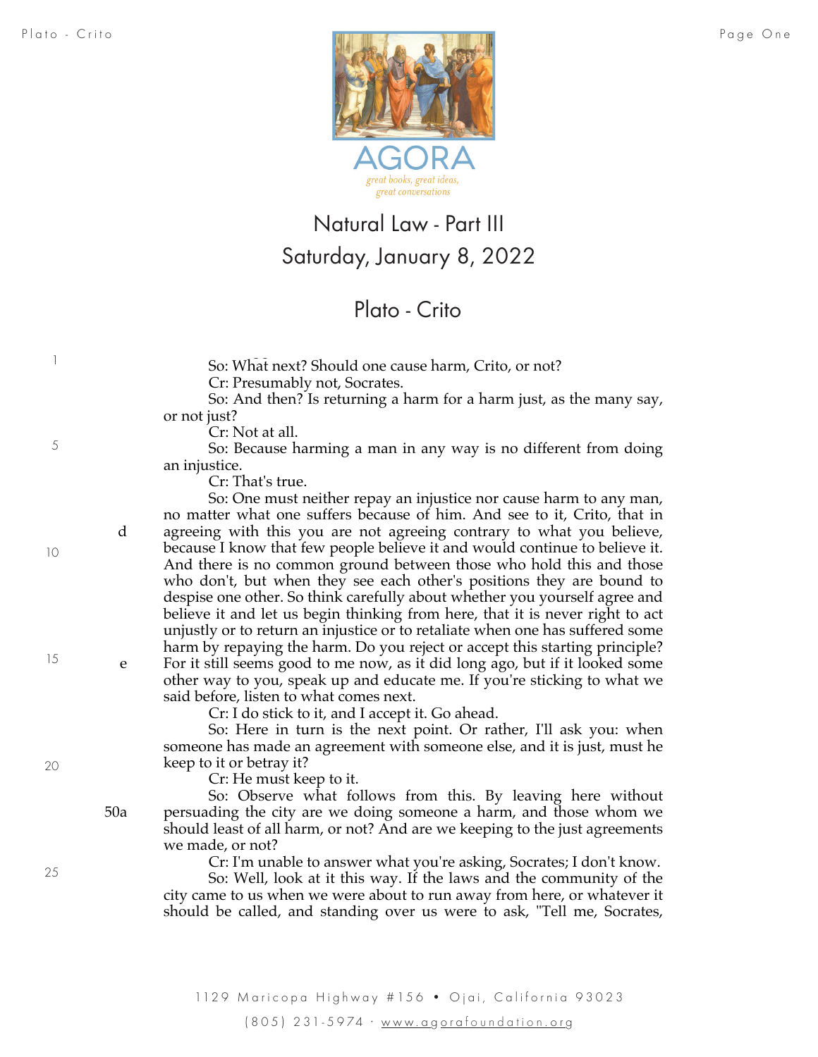AGORA

great books, great ideas, great conversations

# Natural Law - Part III

## Saturday, January 8, 2022

## Plato - Crito

So: What next? Should one cause harm, Crito, or not?

Cr: Presumably not, Socrates.

So: And then? Is returning a harm for a harm just, as the many say, or not just?

Cr: Not at all.

So: Because harming a man in any way is no different from doing an injustice.

Cr: That's true.

So: One must neither repay an injustice nor cause harm to any man, no matter what one suffers because of him. And see to it, Crito, that in agreeing with this you are not agreeing contrary to what you believe, because I know that few people believe it and would continue to believe it. And there is no common ground between those who hold this and those who don't, but when they see each other's positions they are bound to despise one other. So think carefully about whether you yourself agree and believe it and let us begin thinking from here, that it is never right to act unjustly or to return an injustice or to retaliate when one has suffered some harm by repaying the harm. Do you reject or accept this starting principle? For it still seems good to me now, as it did long ago, but if it looked some other way to you, speak up and educate me. If you're sticking to what we said before, listen to what comes next.

Cr: I do stick to it, and I accept it. Go ahead.

So: Here in turn is the next point. Or rather, I'll ask you: when someone has made an agreement with someone else, and it is just, must he keep to it or betray it?

Cr: He must keep to it.

So: Observe what follows from this. By leaving here without persuading the city are we doing someone a harm, and those whom we should least of all harm, or not? And are we keeping to the just agreements we made, or not?

Cr: I'm unable to answer what you're asking, Socrates; I don't know.

So: Well, look at it this way. If the laws and the community of the city came to us when we were about to run away from here, or whatever it should be called, and standing over us were to ask, "Tell me, Socrates,

1129 Maricopa Highway #156 • Ojai, California 93023

(805) 231-5974 · www.agorafoundation.org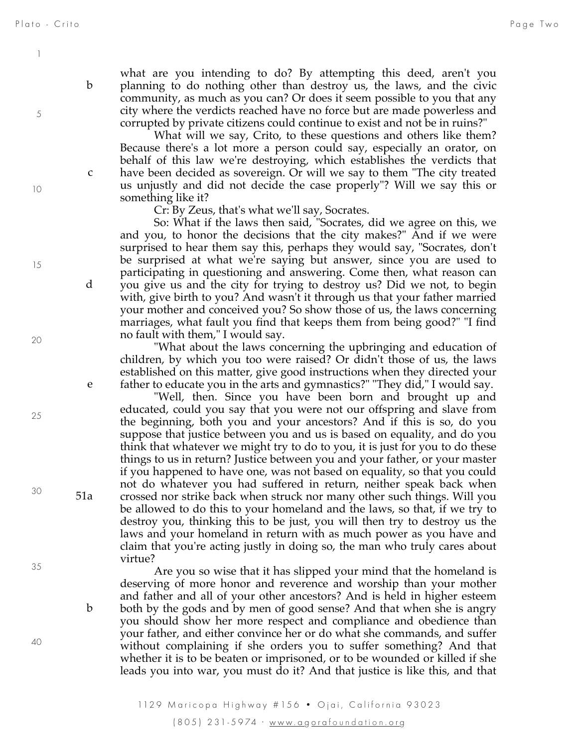what are you intending to do? By attempting this deed, aren't you planning to do nothing other than destroy us, the laws, and the civic community, as much as you can? Or does it seem possible to you that any city where the verdicts reached have no force but are made powerless and corrupted by private citizens could continue to exist and not be in ruins?"

What will we say, Crito, to these questions and others like them? Because there's a lot more a person could say, especially an orator, on behalf of this law we're destroying, which establishes the verdicts that have been decided as sovereign. Or will we say to them "The city treated us unjustly and did not decide the case properly"? Will we say this or something like it?

Cr: By Zeus, that's what we'll say, Socrates.

So: What if the laws then said, "Socrates, did we agree on this, we and you, to honor the decisions that the city makes?" And if we were surprised to hear them say this, perhaps they would say, "Socrates, don't be surprised at what we're saying but answer, since you are used to participating in questioning and answering. Come then, what reason can you give us and the city for trying to destroy us? Did we not, to begin with, give birth to you? And wasn't it through us that your father married your mother and conceived you? So show those of us, the laws concerning marriages, what fault you find that keeps them from being good?" "I find no fault with them," I would say.

"What about the laws concerning the upbringing and education of children, by which you too were raised? Or didn't those of us, the laws established on this matter, give good instructions when they directed your father to educate you in the arts and gymnastics?" "They did," I would say.

"Well, then. Since you have been born and brought up and educated, could you say that you were not our offspring and slave from the beginning, both you and your ancestors? And if this is so, do you suppose that justice between you and us is based on equality, and do you think that whatever we might try to do to you, it is just for you to do these things to us in return? Justice between you and your father, or your master if you happened to have one, was not based on equality, so that you could not do whatever you had suffered in return, neither speak back when crossed nor strike back when struck nor many other such things. Will you be allowed to do this to your homeland and the laws, so that, if we try to destroy you, thinking this to be just, you will then try to destroy us the laws and your homeland in return with as much power as you have and claim that you're acting justly in doing so, the man who truly cares about virtue?

Are you so wise that it has slipped your mind that the homeland is deserving of more honor and reverence and worship than your mother and father and all of your other ancestors? And is held in higher esteem both by the gods and by men of good sense? And that when she is angry you should show her more respect and compliance and obedience than your father, and either convince her or do what she commands, and suffer without complaining if she orders you to suffer something? And that whether it is to be beaten or imprisoned, or to be wounded or killed if she leads you into war, you must do it? And that justice is like this, and that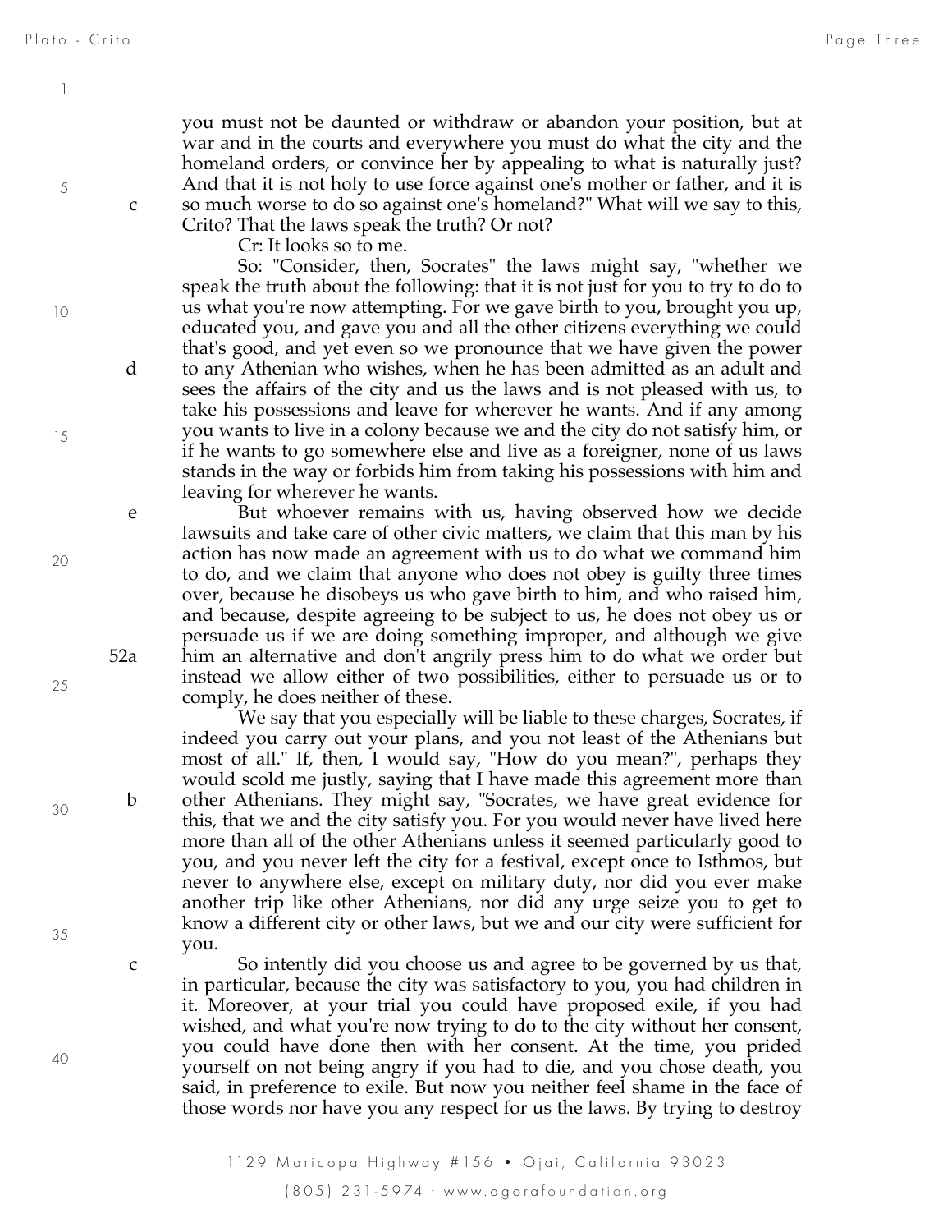you must not be daunted or withdraw or abandon your position, but at war and in the courts and everywhere you must do what the city and the homeland orders, or convince her by appealing to what is naturally just? And that it is not holy to use force against one's mother or father, and it is so much worse to do so against one's homeland?" What will we say to this, Crito? That the laws speak the truth? Or not?

Cr: It looks so to me.

So: "Consider, then, Socrates" the laws might say, "whether we speak the truth about the following: that it is not just for you to try to do to us what you're now attempting. For we gave birth to you, brought you up, educated you, and gave you and all the other citizens everything we could that's good, and yet even so we pronounce that we have given the power to any Athenian who wishes, when he has been admitted as an adult and sees the affairs of the city and us the laws and is not pleased with us, to take his possessions and leave for wherever he wants. And if any among you wants to live in a colony because we and the city do not satisfy him, or if he wants to go somewhere else and live as a foreigner, none of us laws stands in the way or forbids him from taking his possessions with him and leaving for wherever he wants.

But whoever remains with us, having observed how we decide lawsuits and take care of other civic matters, we claim that this man by his action has now made an agreement with us to do what we command him to do, and we claim that anyone who does not obey is guilty three times over, because he disobeys us who gave birth to him, and who raised him, and because, despite agreeing to be subject to us, he does not obey us or persuade us if we are doing something improper, and although we give him an alternative and don't angrily press him to do what we order but instead we allow either of two possibilities, either to persuade us or to comply, he does neither of these.

We say that you especially will be liable to these charges, Socrates, if indeed you carry out your plans, and you not least of the Athenians but most of all." If, then, I would say, "How do you mean?", perhaps they would scold me justly, saying that I have made this agreement more than other Athenians. They might say, "Socrates, we have great evidence for this, that we and the city satisfy you. For you would never have lived here more than all of the other Athenians unless it seemed particularly good to you, and you never left the city for a festival, except once to Isthmos, but never to anywhere else, except on military duty, nor did you ever make another trip like other Athenians, nor did any urge seize you to get to know a different city or other laws, but we and our city were sufficient for you.

So intently did you choose us and agree to be governed by us that, in particular, because the city was satisfactory to you, you had children in it. Moreover, at your trial you could have proposed exile, if you had wished, and what you're now trying to do to the city without her consent, you could have done then with her consent. At the time, you prided yourself on not being angry if you had to die, and you chose death, you said, in preference to exile. But now you neither feel shame in the face of those words nor have you any respect for us the laws. By trying to destroy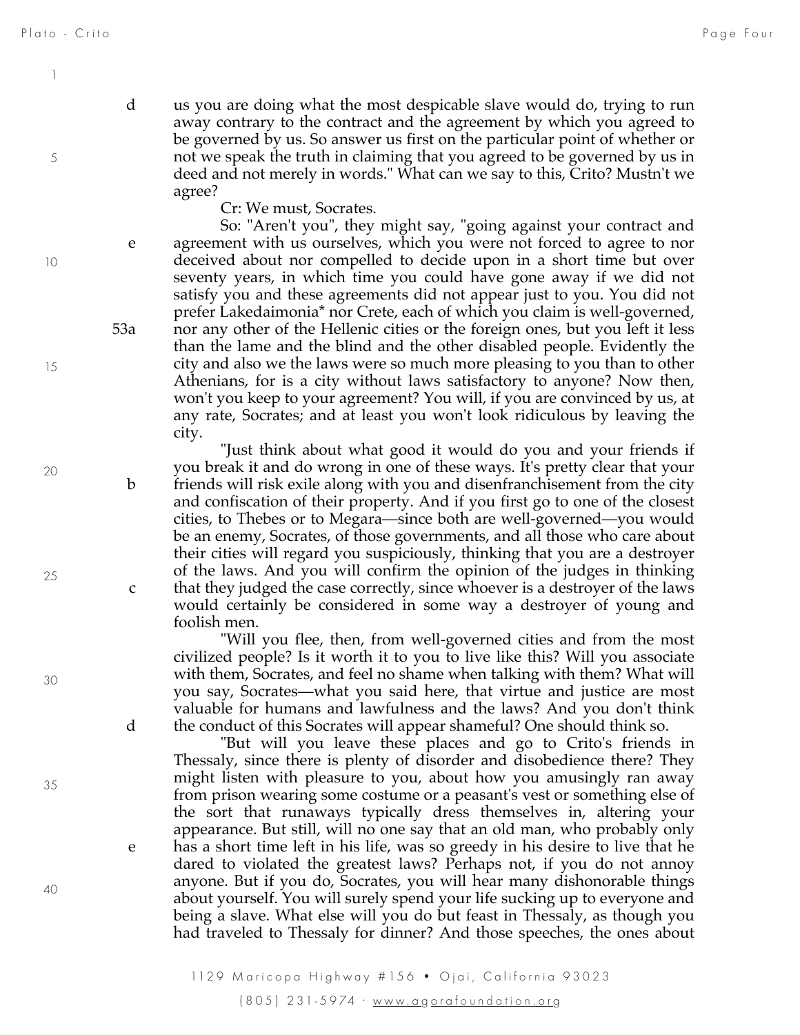us you are doing what the most despicable slave would do, trying to run away contrary to the contract and the agreement by which you agreed to be governed by us. So answer us first on the particular point of whether or not we speak the truth in claiming that you agreed to be governed by us in deed and not merely in words." What can we say to this, Crito? Mustn't we agree?

Cr: We must, Socrates.

So: "Aren't you", they might say, "going against your contract and agreement with us ourselves, which you were not forced to agree to nor deceived about nor compelled to decide upon in a short time but over seventy years, in which time you could have gone away if we did not satisfy you and these agreements did not appear just to you. You did not prefer Lakedaimonia* nor Crete, each of which you claim is well-governed, nor any other of the Hellenic cities or the foreign ones, but you left it less than the lame and the blind and the other disabled people. Evidently the city and also we the laws were so much more pleasing to you than to other Athenians, for is a city without laws satisfactory to anyone? Now then, won't you keep to your agreement? You will, if you are convinced by us, at any rate, Socrates; and at least you won't look ridiculous by leaving the city.

"Just think about what good it would do you and your friends if you break it and do wrong in one of these ways. It's pretty clear that your friends will risk exile along with you and disenfranchisement from the city and confiscation of their property. And if you first go to one of the closest cities, to Thebes or to Megara—since both are well-governed—you would be an enemy, Socrates, of those governments, and all those who care about their cities will regard you suspiciously, thinking that you are a destroyer of the laws. And you will confirm the opinion of the judges in thinking that they judged the case correctly, since whoever is a destroyer of the laws would certainly be considered in some way a destroyer of young and foolish men.

"Will you flee, then, from well-governed cities and from the most civilized people? Is it worth it to you to live like this? Will you associate with them, Socrates, and feel no shame when talking with them? What will you say, Socrates—what you said here, that virtue and justice are most valuable for humans and lawfulness and the laws? And you don't think the conduct of this Socrates will appear shameful? One should think so.

"But will you leave these places and go to Crito's friends in Thessaly, since there is plenty of disorder and disobedience there? They might listen with pleasure to you, about how you amusingly ran away from prison wearing some costume or a peasant's vest or something else of the sort that runaways typically dress themselves in, altering your appearance. But still, will no one say that an old man, who probably only has a short time left in his life, was so greedy in his desire to live that he dared to violated the greatest laws? Perhaps not, if you do not annoy anyone. But if you do, Socrates, you will hear many dishonorable things about yourself. You will surely spend your life sucking up to everyone and being a slave. What else will you do but feast in Thessaly, as though you had traveled to Thessaly for dinner? And those speeches, the ones about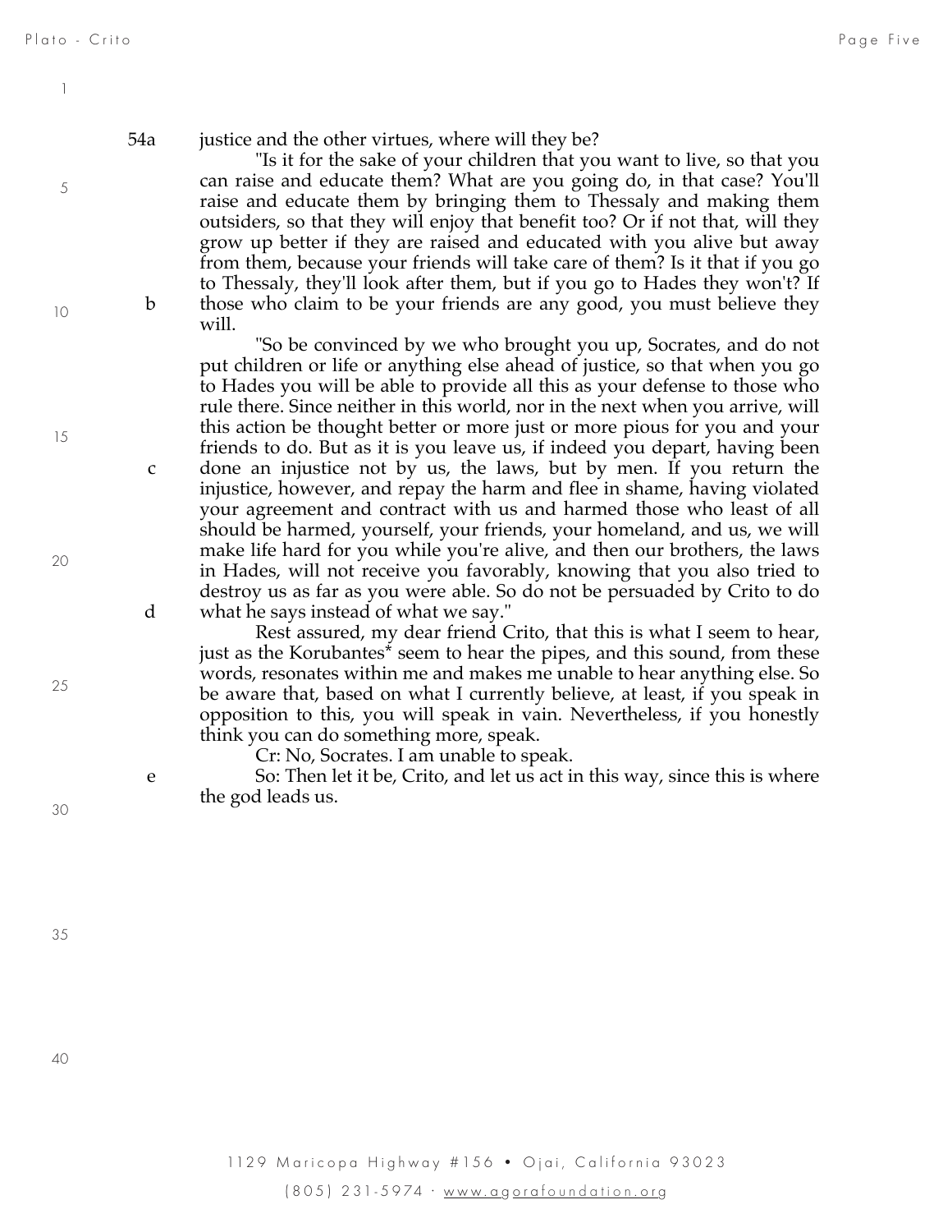54a justice and the other virtues, where will they be?

"Is it for the sake of your children that you want to live, so that you can raise and educate them? What are you going do, in that case? You'll raise and educate them by bringing them to Thessaly and making them outsiders, so that they will enjoy that benefit too? Or if not that, will they grow up better if they are raised and educated with you alive but away from them, because your friends will take care of them? Is it that if you go to Thessaly, they'll look after them, but if you go to Hades they won't? If b those who claim to be your friends are any good, you must believe they will.

"So be convinced by we who brought you up, Socrates, and do not put children or life or anything else ahead of justice, so that when you go to Hades you will be able to provide all this as your defense to those who rule there. Since neither in this world, nor in the next when you arrive, will this action be thought better or more just or more pious for you and your friends to do. But as it is you leave us, if indeed you depart, having been c done an injustice not by us, the laws, but by men. If you return the injustice, however, and repay the harm and flee in shame, having violated your agreement and contract with us and harmed those who least of all should be harmed, yourself, your friends, your homeland, and us, we will make life hard for you while you're alive, and then our brothers, the laws in Hades, will not receive you favorably, knowing that you also tried to destroy us as far as you were able. So do not be persuaded by Crito to do d what he says instead of what we say."

Rest assured, my dear friend Crito, that this is what I seem to hear, just as the Korubantes* seem to hear the pipes, and this sound, from these words, resonates within me and makes me unable to hear anything else. So be aware that, based on what I currently believe, at least, if you speak in opposition to this, you will speak in vain. Nevertheless, if you honestly think you can do something more, speak.

Cr: No, Socrates. I am unable to speak.

e So: Then let it be, Crito, and let us act in this way, since this is where the god leads us.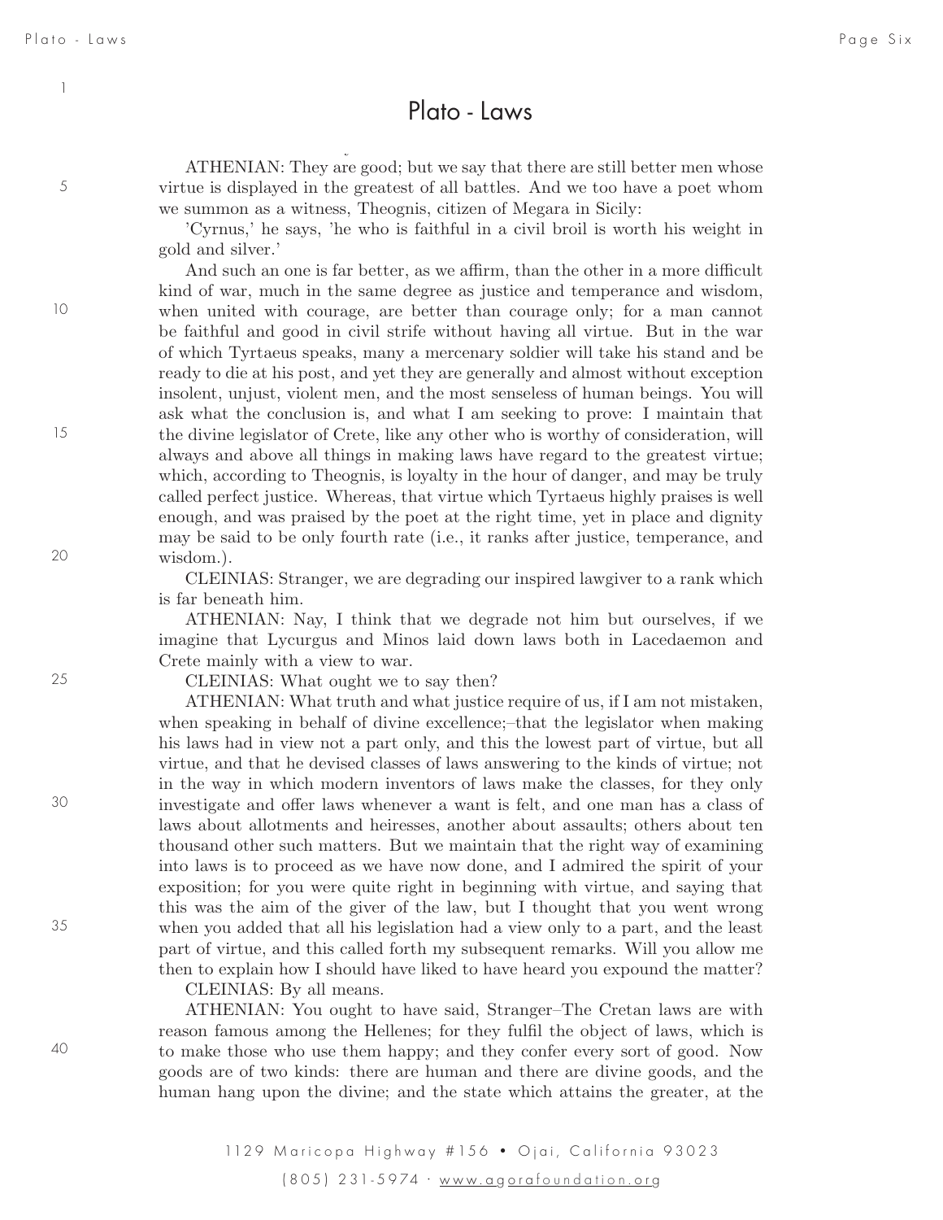ATHENIAN: They are good; but we say that there are still better men whose virtue is displayed in the greatest of all battles. And we too have a poet whom we summon as a witness, Theognis, citizen of Megara in Sicily:

'Cyrnus,' he says, 'he who is faithful in a civil broil is worth his weight in gold and silver.'

And such an one is far better, as we affirm, than the other in a more difficult kind of war, much in the same degree as justice and temperance and wisdom, when united with courage, are better than courage only; for a man cannot be faithful and good in civil strife without having all virtue. But in the war of which Tyrtaeus speaks, many a mercenary soldier will take his stand and be ready to die at his post, and yet they are generally and almost without exception insolent, unjust, violent men, and the most senseless of human beings. You will ask what the conclusion is, and what I am seeking to prove: I maintain that the divine legislator of Crete, like any other who is worthy of consideration, will always and above all things in making laws have regard to the greatest virtue; which, according to Theognis, is loyalty in the hour of danger, and may be truly called perfect justice. Whereas, that virtue which Tyrtaeus highly praises is well enough, and was praised by the poet at the right time, yet in place and dignity may be said to be only fourth rate (i.e., it ranks after justice, temperance, and wisdom.).

CLEINIAS: Stranger, we are degrading our inspired lawgiver to a rank which is far beneath him.

ATHENIAN: Nay, I think that we degrade not him but ourselves, if we imagine that Lycurgus and Minos laid down laws both in Lacedaemon and Crete mainly with a view to war.

CLEINIAS: What ought we to say then?

ATHENIAN: What truth and what justice require of us, if I am not mistaken, when speaking in behalf of divine excellence;–that the legislator when making his laws had in view not a part only, and this the lowest part of virtue, but all virtue, and that he devised classes of laws answering to the kinds of virtue; not in the way in which modern inventors of laws make the classes, for they only investigate and offer laws whenever a want is felt, and one man has a class of laws about allotments and heiresses, another about assaults; others about ten thousand other such matters. But we maintain that the right way of examining into laws is to proceed as we have now done, and I admired the spirit of your exposition; for you were quite right in beginning with virtue, and saying that this was the aim of the giver of the law, but I thought that you went wrong when you added that all his legislation had a view only to a part, and the least part of virtue, and this called forth my subsequent remarks. Will you allow me then to explain how I should have liked to have heard you expound the matter?

CLEINIAS: By all means.

ATHENIAN: You ought to have said, Stranger–The Cretan laws are with reason famous among the Hellenes; for they fulfil the object of laws, which is to make those who use them happy; and they confer every sort of good. Now goods are of two kinds: there are human and there are divine goods, and the human hang upon the divine; and the state which attains the greater, at the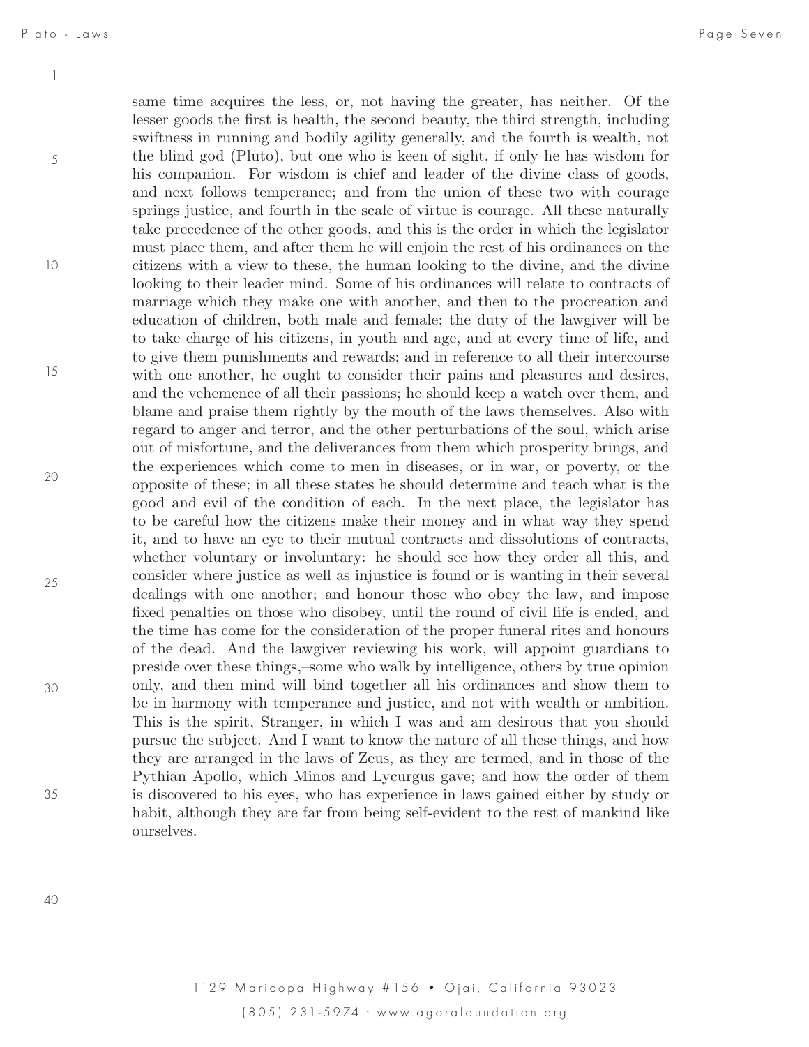same time acquires the less, or, not having the greater, has neither. Of the lesser goods the first is health, the second beauty, the third strength, including swiftness in running and bodily agility generally, and the fourth is wealth, not the blind god (Pluto), but one who is keen of sight, if only he has wisdom for his companion. For wisdom is chief and leader of the divine class of goods, and next follows temperance; and from the union of these two with courage springs justice, and fourth in the scale of virtue is courage. All these naturally take precedence of the other goods, and this is the order in which the legislator must place them, and after them he will enjoin the rest of his ordinances on the citizens with a view to these, the human looking to the divine, and the divine looking to their leader mind. Some of his ordinances will relate to contracts of marriage which they make one with another, and then to the procreation and education of children, both male and female; the duty of the lawgiver will be to take charge of his citizens, in youth and age, and at every time of life, and to give them punishments and rewards; and in reference to all their intercourse with one another, he ought to consider their pains and pleasures and desires, and the vehemence of all their passions; he should keep a watch over them, and blame and praise them rightly by the mouth of the laws themselves. Also with regard to anger and terror, and the other perturbations of the soul, which arise out of misfortune, and the deliverances from them which prosperity brings, and the experiences which come to men in diseases, or in war, or poverty, or the opposite of these; in all these states he should determine and teach what is the good and evil of the condition of each. In the next place, the legislator has to be careful how the citizens make their money and in what way they spend it, and to have an eye to their mutual contracts and dissolutions of contracts, whether voluntary or involuntary: he should see how they order all this, and consider where justice as well as injustice is found or is wanting in their several dealings with one another; and honour those who obey the law, and impose fixed penalties on those who disobey, until the round of civil life is ended, and the time has come for the consideration of the proper funeral rites and honours of the dead. And the lawgiver reviewing his work, will appoint guardians to preside over these things,–some who walk by intelligence, others by true opinion only, and then mind will bind together all his ordinances and show them to be in harmony with temperance and justice, and not with wealth or ambition. This is the spirit, Stranger, in which I was and am desirous that you should pursue the subject. And I want to know the nature of all these things, and how they are arranged in the laws of Zeus, as they are termed, and in those of the Pythian Apollo, which Minos and Lycurgus gave; and how the order of them is discovered to his eyes, who has experience in laws gained either by study or habit, although they are far from being self-evident to the rest of mankind like ourselves.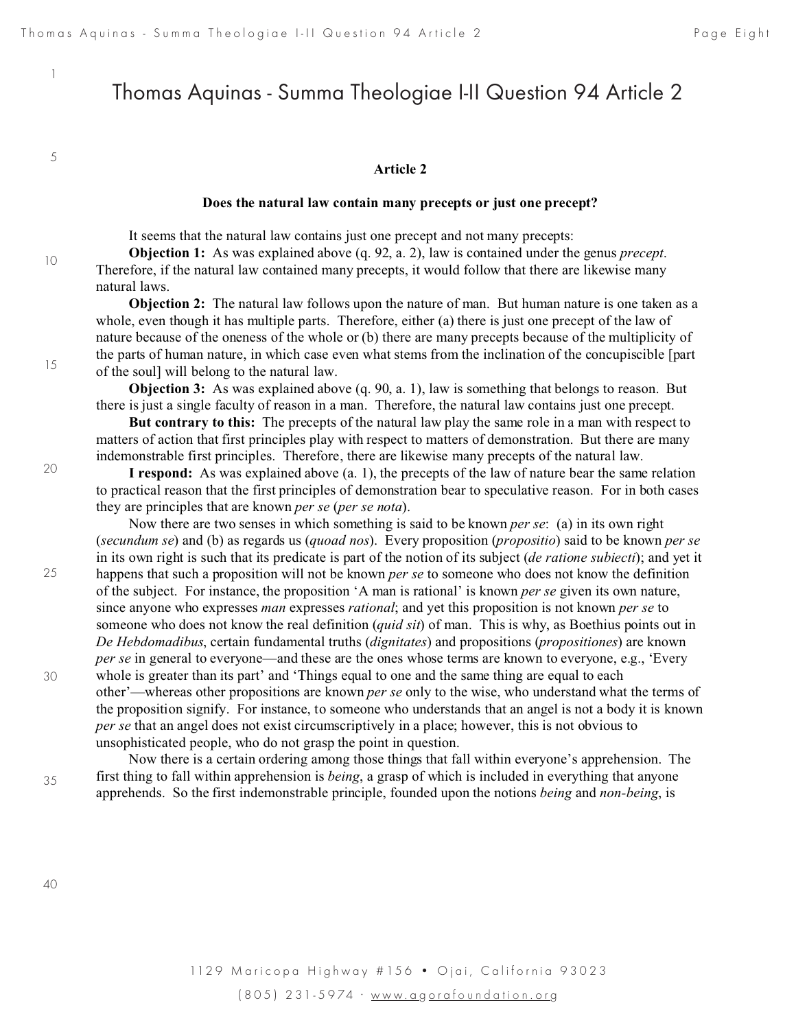# Thomas Aquinas - Summa Theologiae I-II Question 94 Article 2

**Article 2**

**Does the natural law contain many precepts or just one precept?**

It seems that the natural law contains just one precept and not many precepts:

**Objection 1:** As was explained above (q. 92, a. 2), law is contained under the genus *precept*. Therefore, if the natural law contained many precepts, it would follow that there are likewise many natural laws.

**Objection 2:** The natural law follows upon the nature of man. But human nature is one taken as a whole, even though it has multiple parts. Therefore, either (a) there is just one precept of the law of nature because of the oneness of the whole or (b) there are many precepts because of the multiplicity of the parts of human nature, in which case even what stems from the inclination of the concupiscible [part of the soul] will belong to the natural law.

**Objection 3:** As was explained above (q. 90, a. 1), law is something that belongs to reason. But there is just a single faculty of reason in a man. Therefore, the natural law contains just one precept.

**But contrary to this:** The precepts of the natural law play the same role in a man with respect to matters of action that first principles play with respect to matters of demonstration. But there are many indemonstrable first principles. Therefore, there are likewise many precepts of the natural law.

**I respond:** As was explained above (a. 1), the precepts of the law of nature bear the same relation to practical reason that the first principles of demonstration bear to speculative reason. For in both cases they are principles that are known *per se* (*per se nota*).

Now there are two senses in which something is said to be known *per se*: (a) in its own right (*secundum se*) and (b) as regards us (*quoad nos*). Every proposition (*propositio*) said to be known *per se* in its own right is such that its predicate is part of the notion of its subject (*de ratione subiecti*); and yet it happens that such a proposition will not be known *per se* to someone who does not know the definition of the subject. For instance, the proposition 'A man is rational' is known *per se* given its own nature, since anyone who expresses *man* expresses *rational*; and yet this proposition is not known *per se* to someone who does not know the real definition (*quid sit*) of man. This is why, as Boethius points out in *De Hebdomadibus*, certain fundamental truths (*dignitates*) and propositions (*propositiones*) are known *per se* in general to everyone—and these are the ones whose terms are known to everyone, e.g., 'Every whole is greater than its part' and 'Things equal to one and the same thing are equal to each other'—whereas other propositions are known *per se* only to the wise, who understand what the terms of the proposition signify. For instance, to someone who understands that an angel is not a body it is known *per se* that an angel does not exist circumscriptively in a place; however, this is not obvious to unsophisticated people, who do not grasp the point in question.

Now there is a certain ordering among those things that fall within everyone's apprehension. The first thing to fall within apprehension is *being*, a grasp of which is included in everything that anyone apprehends. So the first indemonstrable principle, founded upon the notions *being* and *non-being*, is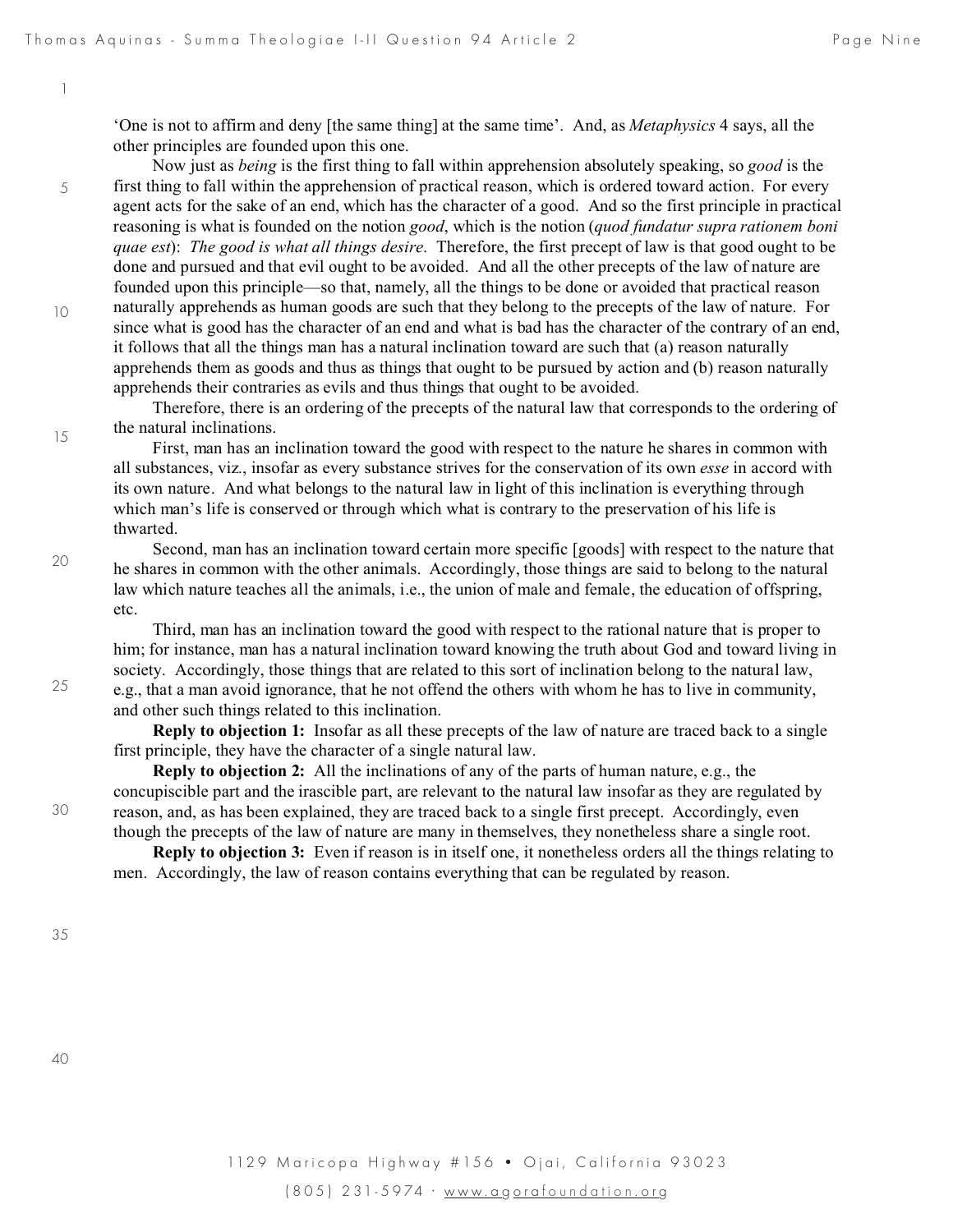‘One is not to affirm and deny [the same thing] at the same time’. And, as *Metaphysics* 4 says, all the other principles are founded upon this one.

Now just as *being* is the first thing to fall within apprehension absolutely speaking, so *good* is the first thing to fall within the apprehension of practical reason, which is ordered toward action. For every agent acts for the sake of an end, which has the character of a good. And so the first principle in practical reasoning is what is founded on the notion *good*, which is the notion (*quod fundatur supra rationem boni quae est*): *The good is what all things desire*. Therefore, the first precept of law is that good ought to be done and pursued and that evil ought to be avoided. And all the other precepts of the law of nature are founded upon this principle—so that, namely, all the things to be done or avoided that practical reason naturally apprehends as human goods are such that they belong to the precepts of the law of nature. For since what is good has the character of an end and what is bad has the character of the contrary of an end, it follows that all the things man has a natural inclination toward are such that (a) reason naturally apprehends them as goods and thus as things that ought to be pursued by action and (b) reason naturally apprehends their contraries as evils and thus things that ought to be avoided.

Therefore, there is an ordering of the precepts of the natural law that corresponds to the ordering of the natural inclinations.

First, man has an inclination toward the good with respect to the nature he shares in common with all substances, viz., insofar as every substance strives for the conservation of its own *esse* in accord with its own nature. And what belongs to the natural law in light of this inclination is everything through which man’s life is conserved or through which what is contrary to the preservation of his life is thwarted.

Second, man has an inclination toward certain more specific [goods] with respect to the nature that he shares in common with the other animals. Accordingly, those things are said to belong to the natural law which nature teaches all the animals, i.e., the union of male and female, the education of offspring, etc.

Third, man has an inclination toward the good with respect to the rational nature that is proper to him; for instance, man has a natural inclination toward knowing the truth about God and toward living in society. Accordingly, those things that are related to this sort of inclination belong to the natural law, e.g., that a man avoid ignorance, that he not offend the others with whom he has to live in community, and other such things related to this inclination.

**Reply to objection 1:** Insofar as all these precepts of the law of nature are traced back to a single first principle, they have the character of a single natural law.

**Reply to objection 2:** All the inclinations of any of the parts of human nature, e.g., the concupiscible part and the irascible part, are relevant to the natural law insofar as they are regulated by reason, and, as has been explained, they are traced back to a single first precept. Accordingly, even though the precepts of the law of nature are many in themselves, they nonetheless share a single root.

**Reply to objection 3:** Even if reason is in itself one, it nonetheless orders all the things relating to men. Accordingly, the law of reason contains everything that can be regulated by reason.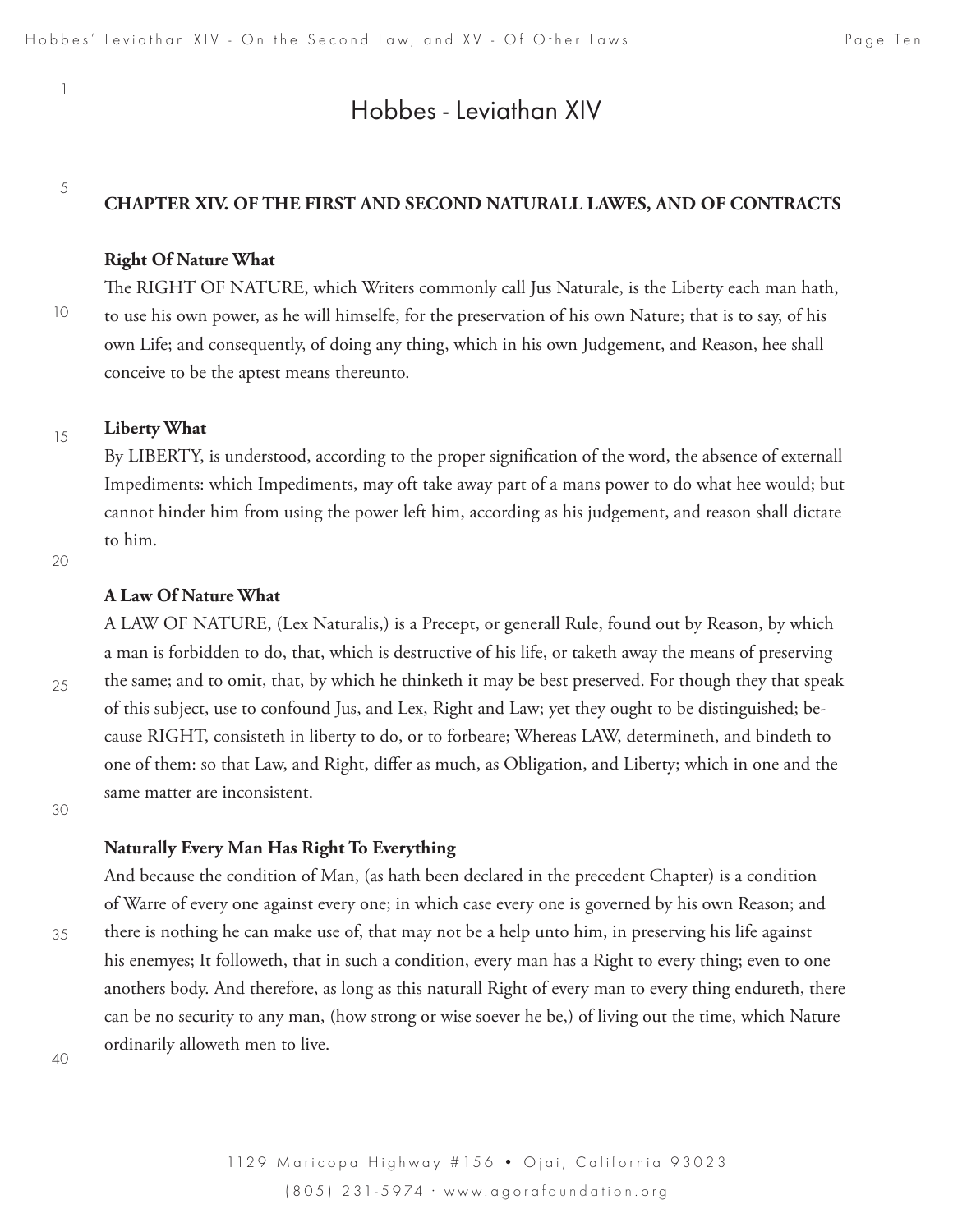# Hobbes - Leviathan XIV

## CHAPTER XIV. OF THE FIRST AND SECOND NATURALL LAWES, AND OF CONTRACTS

### Right Of Nature What

The RIGHT OF NATURE, which Writers commonly call Jus Naturale, is the Liberty each man hath, to use his own power, as he will himselfe, for the preservation of his own Nature; that is to say, of his own Life; and consequently, of doing any thing, which in his own Judgement, and Reason, hee shall conceive to be the aptest means thereunto.

### Liberty What

By LIBERTY, is understood, according to the proper signification of the word, the absence of externall Impediments: which Impediments, may oft take away part of a mans power to do what hee would; but cannot hinder him from using the power left him, according as his judgement, and reason shall dictate to him.

### A Law Of Nature What

A LAW OF NATURE, (Lex Naturalis,) is a Precept, or generall Rule, found out by Reason, by which a man is forbidden to do, that, which is destructive of his life, or taketh away the means of preserving the same; and to omit, that, by which he thinketh it may be best preserved. For though they that speak of this subject, use to confound Jus, and Lex, Right and Law; yet they ought to be distinguished; because RIGHT, consisteth in liberty to do, or to forbeare; Whereas LAW, determineth, and bindeth to one of them: so that Law, and Right, differ as much, as Obligation, and Liberty; which in one and the same matter are inconsistent.

### Naturally Every Man Has Right To Everything

And because the condition of Man, (as hath been declared in the precedent Chapter) is a condition of Warre of every one against every one; in which case every one is governed by his own Reason; and there is nothing he can make use of, that may not be a help unto him, in preserving his life against his enemyes; It followeth, that in such a condition, every man has a Right to every thing; even to one anothers body. And therefore, as long as this naturall Right of every man to every thing endureth, there can be no security to any man, (how strong or wise soever he be,) of living out the time, which Nature ordinarily alloweth men to live.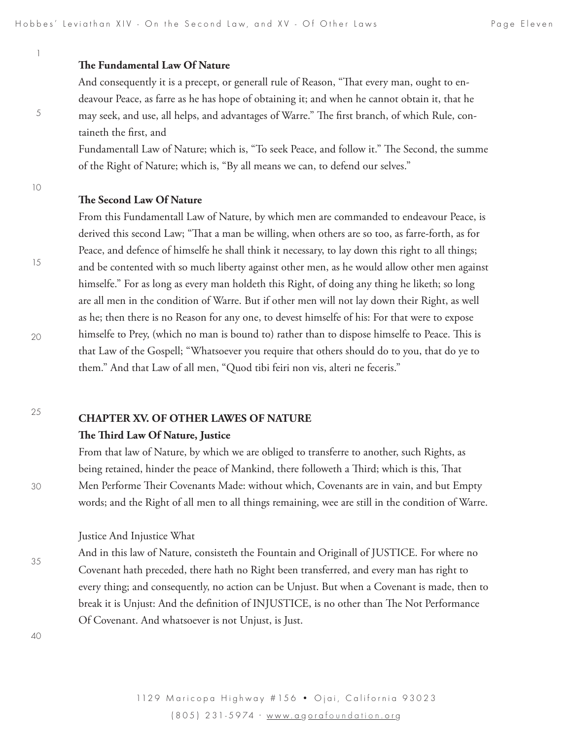**The Fundamental Law Of Nature**

And consequently it is a precept, or generall rule of Reason, "That every man, ought to endeavour Peace, as farre as he has hope of obtaining it; and when he cannot obtain it, that he may seek, and use, all helps, and advantages of Warre." The first branch, of which Rule, containeth the first, and

Fundamentall Law of Nature; which is, "To seek Peace, and follow it." The Second, the summe of the Right of Nature; which is, "By all means we can, to defend our selves."

**The Second Law Of Nature**

From this Fundamentall Law of Nature, by which men are commanded to endeavour Peace, is derived this second Law; "That a man be willing, when others are so too, as farre-forth, as for Peace, and defence of himselfe he shall think it necessary, to lay down this right to all things; and be contented with so much liberty against other men, as he would allow other men against himselfe." For as long as every man holdeth this Right, of doing any thing he liketh; so long are all men in the condition of Warre. But if other men will not lay down their Right, as well as he; then there is no Reason for any one, to devest himselfe of his: For that were to expose himselfe to Prey, (which no man is bound to) rather than to dispose himselfe to Peace. This is that Law of the Gospell; "Whatsoever you require that others should do to you, that do ye to them." And that Law of all men, "Quod tibi feiri non vis, alteri ne feceris."

## CHAPTER XV. OF OTHER LAWES OF NATURE

**The Third Law Of Nature, Justice**

From that law of Nature, by which we are obliged to transferre to another, such Rights, as being retained, hinder the peace of Mankind, there followeth a Third; which is this, That Men Performe Their Covenants Made: without which, Covenants are in vain, and but Empty words; and the Right of all men to all things remaining, wee are still in the condition of Warre.

Justice And Injustice What

And in this law of Nature, consisteth the Fountain and Originall of JUSTICE. For where no Covenant hath preceded, there hath no Right been transferred, and every man has right to every thing; and consequently, no action can be Unjust. But when a Covenant is made, then to break it is Unjust: And the definition of INJUSTICE, is no other than The Not Performance Of Covenant. And whatsoever is not Unjust, is Just.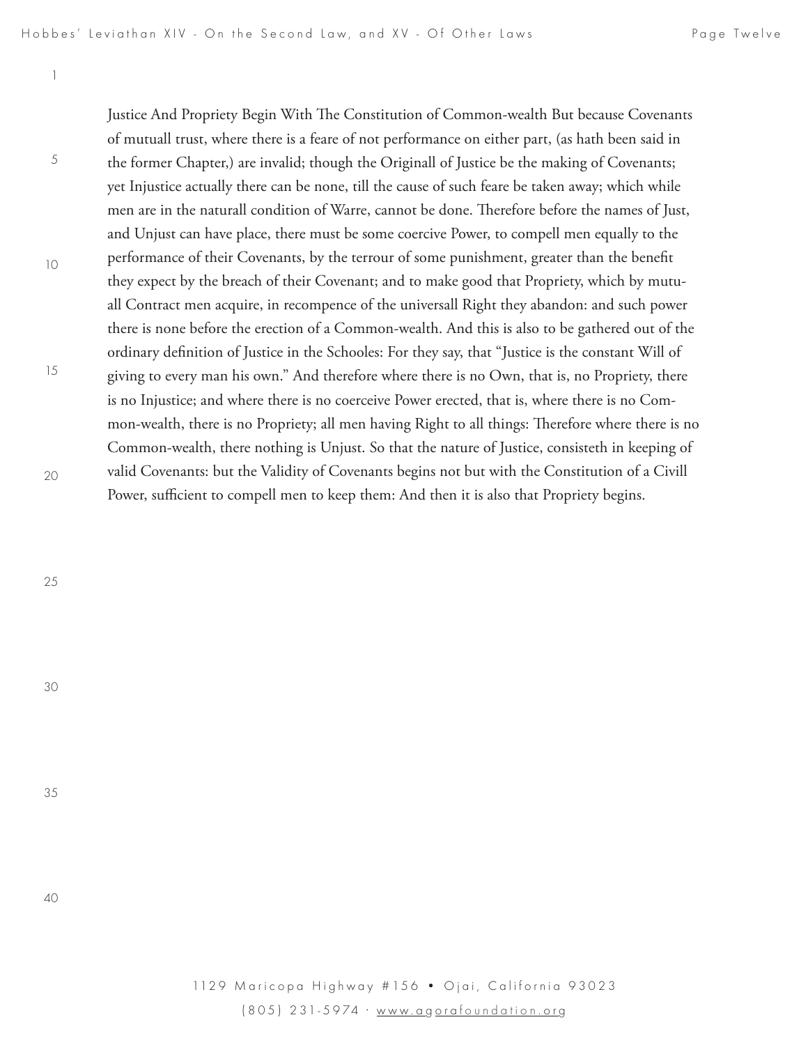Justice And Propriety Begin With The Constitution of Common-wealth But because Covenants of mutuall trust, where there is a feare of not performance on either part, (as hath been said in the former Chapter,) are invalid; though the Originall of Justice be the making of Covenants; yet Injustice actually there can be none, till the cause of such feare be taken away; which while men are in the naturall condition of Warre, cannot be done. Therefore before the names of Just, and Unjust can have place, there must be some coercive Power, to compell men equally to the performance of their Covenants, by the terrour of some punishment, greater than the benefit they expect by the breach of their Covenant; and to make good that Propriety, which by mutuall Contract men acquire, in recompence of the universall Right they abandon: and such power there is none before the erection of a Common-wealth. And this is also to be gathered out of the ordinary definition of Justice in the Schooles: For they say, that "Justice is the constant Will of giving to every man his own." And therefore where there is no Own, that is, no Propriety, there is no Injustice; and where there is no coerceive Power erected, that is, where there is no Common-wealth, there is no Propriety; all men having Right to all things: Therefore where there is no Common-wealth, there nothing is Unjust. So that the nature of Justice, consisteth in keeping of valid Covenants: but the Validity of Covenants begins not but with the Constitution of a Civill Power, sufficient to compell men to keep them: And then it is also that Propriety begins.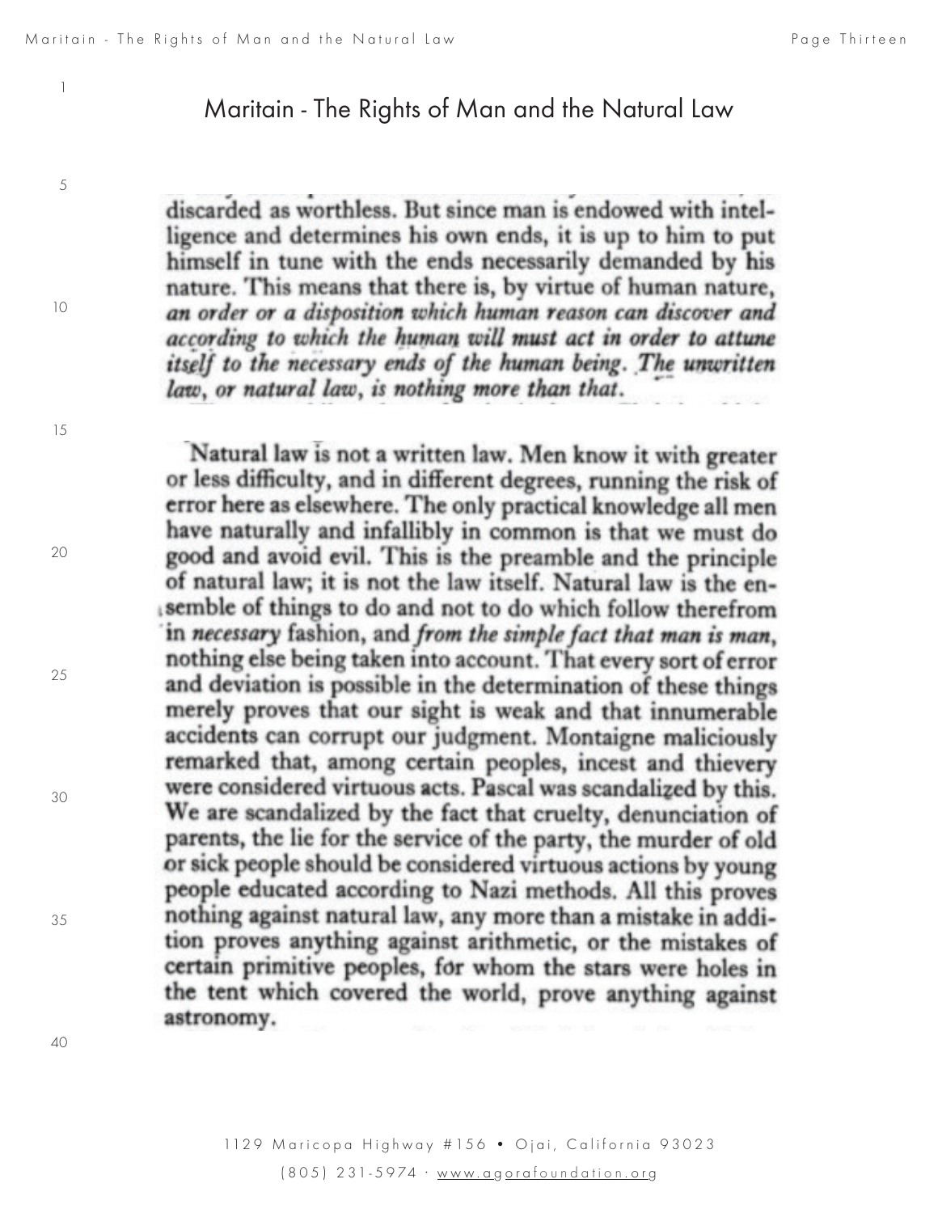# Maritain - The Rights of Man and the Natural Law

discarded as worthless. But since man is endowed with intelligence and determines his own ends, it is up to him to put himself in tune with the ends necessarily demanded by his nature. This means that there is, by virtue of human nature, *an order or a disposition which human reason can discover and according to which the human will must act in order to attune itself to the necessary ends of the human being. The unwritten law, or natural law, is nothing more than that.*

Natural law is not a written law. Men know it with greater or less difficulty, and in different degrees, running the risk of error here as elsewhere. The only practical knowledge all men have naturally and infallibly in common is that we must do good and avoid evil. This is the preamble and the principle of natural law; it is not the law itself. Natural law is the ensemble of things to do and not to do which follow therefrom in *necessary* fashion, and *from the simple fact that man is man*, nothing else being taken into account. That every sort of error and deviation is possible in the determination of these things merely proves that our sight is weak and that innumerable accidents can corrupt our judgment. Montaigne maliciously remarked that, among certain peoples, incest and thievery were considered virtuous acts. Pascal was scandalized by this. We are scandalized by the fact that cruelty, denunciation of parents, the lie for the service of the party, the murder of old or sick people should be considered virtuous actions by young people educated according to Nazi methods. All this proves nothing against natural law, any more than a mistake in addition proves anything against arithmetic, or the mistakes of certain primitive peoples, for whom the stars were holes in the tent which covered the world, prove anything against astronomy.